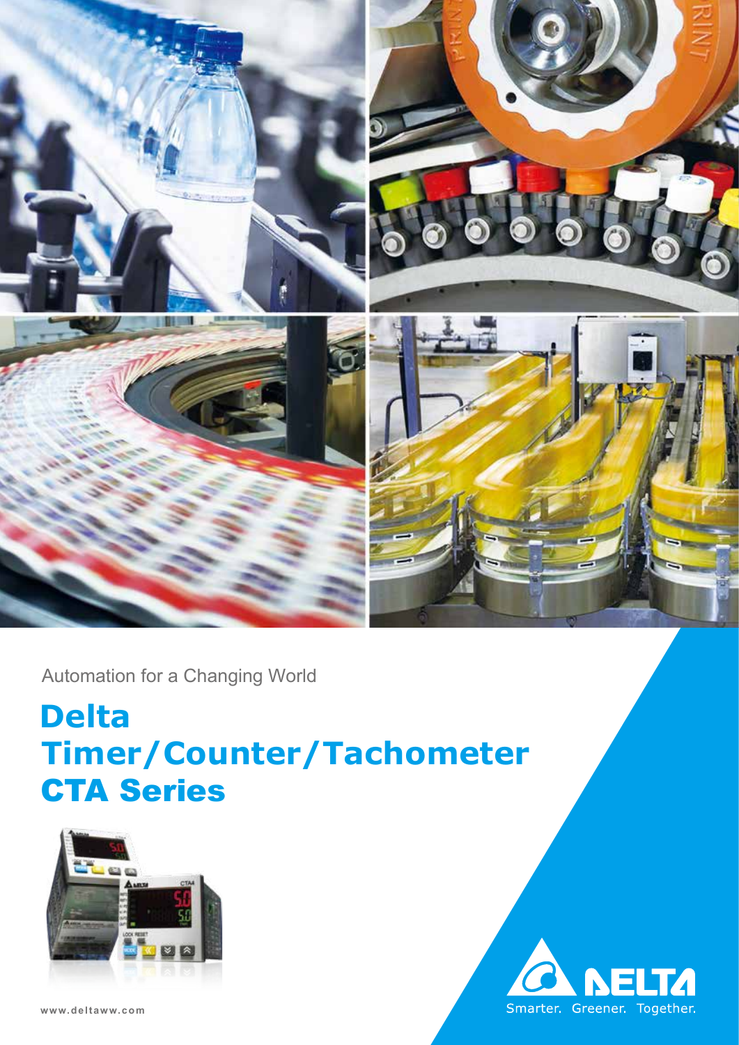Automation for a Changing World

# Delta Timer/Counter/Tachometer CTA Series

Smarter. Greener. Together.

www.deltaww.com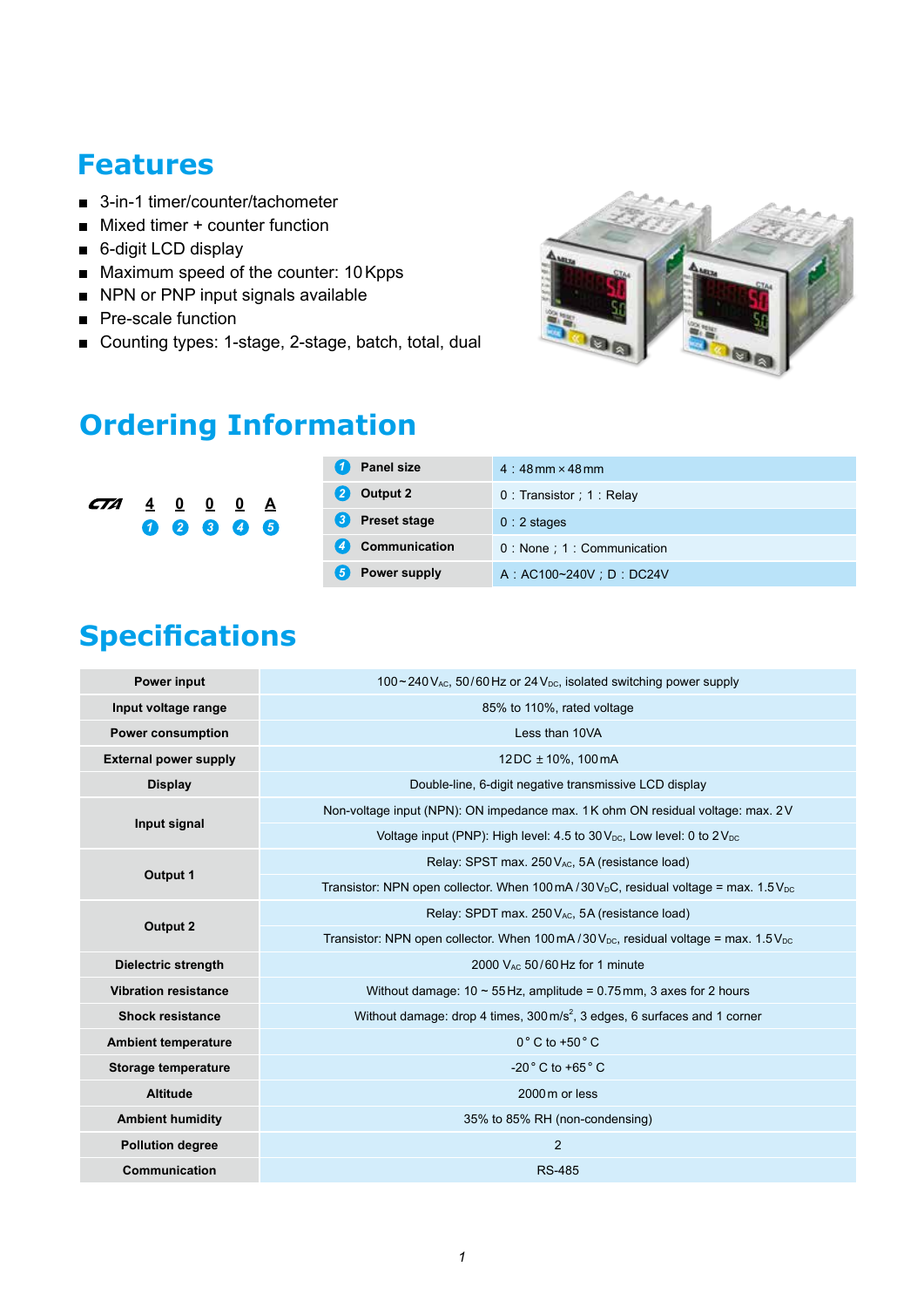# Features

- 3-in-1 timer/counter/tachometer
- Mixed timer + counter function
- 6-digit LCD display
- Maximum speed of the counter: 10 Kpps
- NPN or PNP input signals available
- Pre-scale function
- Counting types: 1-stage, 2-stage, batch, total, dual

# Ordering Information

CTA 4 0 0 0 A
① ② ③ ④ ⑤

| | | |
|---|---|---|
| ① | Panel size | 4 : 48 mm × 48 mm |
| ② | Output 2 | 0 : Transistor ; 1 : Relay |
| ③ | Preset stage | 0 : 2 stages |
| ④ | Communication | 0 : None ; 1 : Communication |
| ⑤ | Power supply | A : AC100~240V ; D : DC24V |

# Specifications

| | |
|---|---|
| Power input | 100 ~ 240 $V_{AC}$, 50 / 60 Hz or 24 $V_{DC}$, isolated switching power supply |
| Input voltage range | 85% to 110%, rated voltage |
| Power consumption | Less than 10VA |
| External power supply | 12DC ± 10%, 100 mA |
| Display | Double-line, 6-digit negative transmissive LCD display |
| Input signal | Non-voltage input (NPN): ON impedance max. 1 K ohm ON residual voltage: max. 2 V |
| | Voltage input (PNP): High level: 4.5 to 30 $V_{DC}$, Low level: 0 to 2 $V_{DC}$ |
| Output 1 | Relay: SPST max. 250 $V_{AC}$, 5A (resistance load) |
| | Transistor: NPN open collector. When 100 mA / 30 $V_{D}$C, residual voltage = max. 1.5 $V_{DC}$ |
| Output 2 | Relay: SPDT max. 250 $V_{AC}$, 5A (resistance load) |
| | Transistor: NPN open collector. When 100 mA / 30 $V_{DC}$, residual voltage = max. 1.5 $V_{DC}$ |
| Dielectric strength | 2000 $V_{AC}$ 50 / 60 Hz for 1 minute |
| Vibration resistance | Without damage: 10 ~ 55 Hz, amplitude = 0.75 mm, 3 axes for 2 hours |
| Shock resistance | Without damage: drop 4 times, 300 $m/s^2$, 3 edges, 6 surfaces and 1 corner |
| Ambient temperature | 0 ° C to +50 ° C |
| Storage temperature | -20 ° C to +65 ° C |
| Altitude | 2000 m or less |
| Ambient humidity | 35% to 85% RH (non-condensing) |
| Pollution degree | 2 |
| Communication | RS-485 |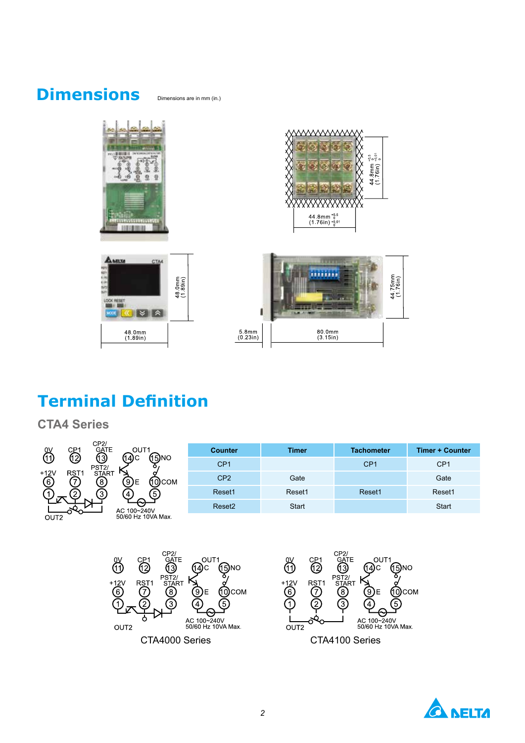# Dimensions

Dimensions are in mm (in.)

44.8mm $^{+0.5}_{0}$ (1.76in) $^{+0.01}_{0}$

44.8mm $^{+0.5}_{0}$ (1.76in) $^{+0.01}_{0}$

48.0mm (1.89in)

48.0mm (1.89in)

5.8mm (0.23in)

80.0mm (3.15in)

44.75mm (1.76in)

# Terminal Definition

## CTA4 Series

0V 11, CP1 12, CP2/GATE 13, OUT1 14 C, 15 NO
+12V 6, RST1 7, PST2/START 8, 9 E, 10 COM
1, 2, 3, 4, 5
OUT2
AC 100~240V 50/60 Hz 10VA Max.

| Counter | Timer | Tachometer | Timer + Counter |
|---|---|---|---|
| CP1 | | CP1 | CP1 |
| CP2 | Gate | | Gate |
| Reset1 | Reset1 | Reset1 | Reset1 |
| Reset2 | Start | | Start |

0V 11, CP1 12, CP2/GATE 13, OUT1 14 C, 15 NO
+12V 6, RST1 7, PST2/START 8, 9 E, 10 COM
1, 2, 3, 4, 5
OUT2
AC 100~240V 50/60 Hz 10VA Max.

CTA4000 Series

0V 11, CP1 12, CP2/GATE 13, OUT1 14 C, 15 NO
+12V 6, RST1 7, PST2/START 8, 9 E, 10 COM
1, 2, 3, 4, 5
OUT2
AC 100~240V 50/60 Hz 10VA Max.

CTA4100 Series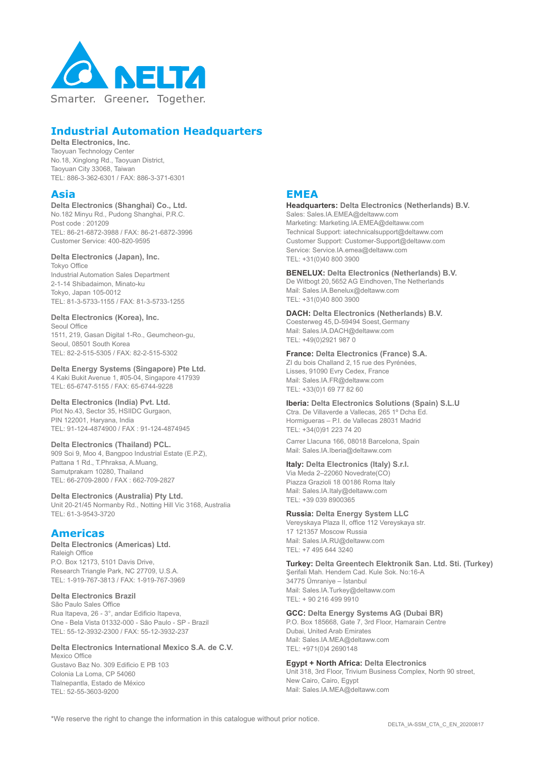Smarter. Greener. Together.

## Industrial Automation Headquarters

**Delta Electronics, Inc.**
Taoyuan Technology Center
No.18, Xinglong Rd., Taoyuan District,
Taoyuan City 33068, Taiwan
TEL: 886-3-362-6301 / FAX: 886-3-371-6301

## Asia

**Delta Electronics (Shanghai) Co., Ltd.**
No.182 Minyu Rd., Pudong Shanghai, P.R.C.
Post code : 201209
TEL: 86-21-6872-3988 / FAX: 86-21-6872-3996
Customer Service: 400-820-9595

**Delta Electronics (Japan), Inc.**
Tokyo Office
Industrial Automation Sales Department
2-1-14 Shibadaimon, Minato-ku
Tokyo, Japan 105-0012
TEL: 81-3-5733-1155 / FAX: 81-3-5733-1255

**Delta Electronics (Korea), Inc.**
Seoul Office
1511, 219, Gasan Digital 1-Ro., Geumcheon-gu,
Seoul, 08501 South Korea
TEL: 82-2-515-5305 / FAX: 82-2-515-5302

**Delta Energy Systems (Singapore) Pte Ltd.**
4 Kaki Bukit Avenue 1, #05-04, Singapore 417939
TEL: 65-6747-5155 / FAX: 65-6744-9228

**Delta Electronics (India) Pvt. Ltd.**
Plot No.43, Sector 35, HSIIDC Gurgaon,
PIN 122001, Haryana, India
TEL: 91-124-4874900 / FAX : 91-124-4874945

**Delta Electronics (Thailand) PCL.**
909 Soi 9, Moo 4, Bangpoo Industrial Estate (E.P.Z),
Pattana 1 Rd., T.Phraksa, A.Muang,
Samutprakarn 10280, Thailand
TEL: 66-2709-2800 / FAX : 662-709-2827

**Delta Electronics (Australia) Pty Ltd.**
Unit 20-21/45 Normanby Rd., Notting Hill Vic 3168, Australia
TEL: 61-3-9543-3720

## Americas

**Delta Electronics (Americas) Ltd.**
Raleigh Office
P.O. Box 12173, 5101 Davis Drive,
Research Triangle Park, NC 27709, U.S.A.
TEL: 1-919-767-3813 / FAX: 1-919-767-3969

**Delta Electronics Brazil**
São Paulo Sales Office
Rua Itapeva, 26 - 3°, andar Edificio Itapeva,
One - Bela Vista 01332-000 - São Paulo - SP - Brazil
TEL: 55-12-3932-2300 / FAX: 55-12-3932-237

**Delta Electronics International Mexico S.A. de C.V.**
Mexico Office
Gustavo Baz No. 309 Edificio E PB 103
Colonia La Loma, CP 54060
Tlalnepantla, Estado de México
TEL: 52-55-3603-9200

## EMEA

**Headquarters: Delta Electronics (Netherlands) B.V.**
Sales: Sales.IA.EMEA@deltaww.com
Marketing: Marketing.IA.EMEA@deltaww.com
Technical Support: iatechnicalsupport@deltaww.com
Customer Support: Customer-Support@deltaww.com
Service: Service.IA.emea@deltaww.com
TEL: +31(0)40 800 3900

**BENELUX: Delta Electronics (Netherlands) B.V.**
De Witbogt 20, 5652 AG Eindhoven, The Netherlands
Mail: Sales.IA.Benelux@deltaww.com
TEL: +31(0)40 800 3900

**DACH: Delta Electronics (Netherlands) B.V.**
Coesterweg 45, D-59494 Soest, Germany
Mail: Sales.IA.DACH@deltaww.com
TEL: +49(0)2921 987 0

**France: Delta Electronics (France) S.A.**
ZI du bois Challand 2, 15 rue des Pyrénées,
Lisses, 91090 Evry Cedex, France
Mail: Sales.IA.FR@deltaww.com
TEL: +33(0)1 69 77 82 60

**Iberia: Delta Electronics Solutions (Spain) S.L.U**
Ctra. De Villaverde a Vallecas, 265 1º Dcha Ed.
Hormigueras – P.I. de Vallecas 28031 Madrid
TEL: +34(0)91 223 74 20

Carrer Llacuna 166, 08018 Barcelona, Spain
Mail: Sales.IA.Iberia@deltaww.com

**Italy: Delta Electronics (Italy) S.r.l.**
Via Meda 2–22060 Novedrate(CO)
Piazza Grazioli 18 00186 Roma Italy
Mail: Sales.IA.Italy@deltaww.com
TEL: +39 039 8900365

**Russia: Delta Energy System LLC**
Vereyskaya Plaza II, office 112 Vereyskaya str.
17 121357 Moscow Russia
Mail: Sales.IA.RU@deltaww.com
TEL: +7 495 644 3240

**Turkey: Delta Greentech Elektronik San. Ltd. Sti. (Turkey)**
Şerifali Mah. Hendem Cad. Kule Sok. No:16-A
34775 Ümraniye – İstanbul
Mail: Sales.IA.Turkey@deltaww.com
TEL: + 90 216 499 9910

**GCC: Delta Energy Systems AG (Dubai BR)**
P.O. Box 185668, Gate 7, 3rd Floor, Hamarain Centre
Dubai, United Arab Emirates
Mail: Sales.IA.MEA@deltaww.com
TEL: +971(0)4 2690148

**Egypt + North Africa: Delta Electronics**
Unit 318, 3rd Floor, Trivium Business Complex, North 90 street,
New Cairo, Cairo, Egypt
Mail: Sales.IA.MEA@deltaww.com

*We reserve the right to change the information in this catalogue without prior notice.

DELTA_IA-SSM_CTA_C_EN_20200817